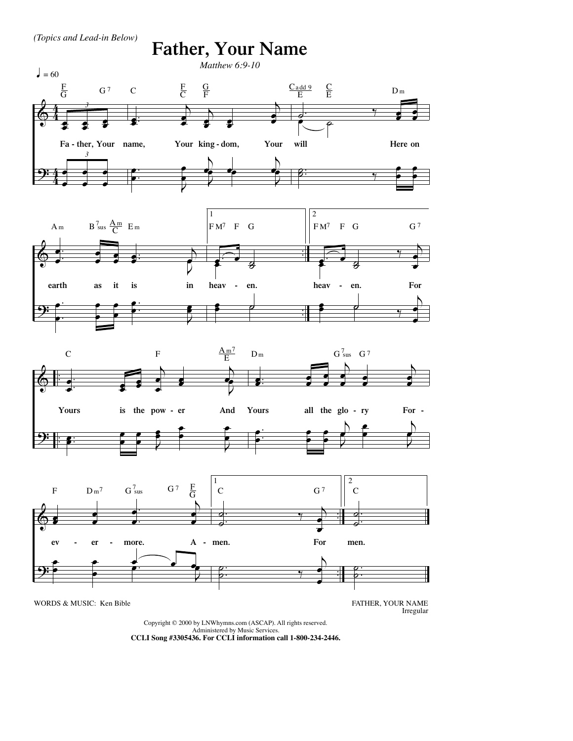*(Topics and Lead-in Below)*

# Father, Your Name

*Matthew 6:9-10*

♩ = 60

Fa - ther, Your name, Your king - dom, Your will Here on earth as it is in heav - en. heav - en. For Yours is the pow - er And Yours all the glo - ry For - ev - er - more. A - men. For men.

WORDS & MUSIC: Ken Bible

FATHER, YOUR NAME
Irregular

Copyright © 2000 by LNWhymns.com (ASCAP). All rights reserved.
Administered by Music Services.
**CCLI Song #3305436. For CCLI information call 1-800-234-2446.**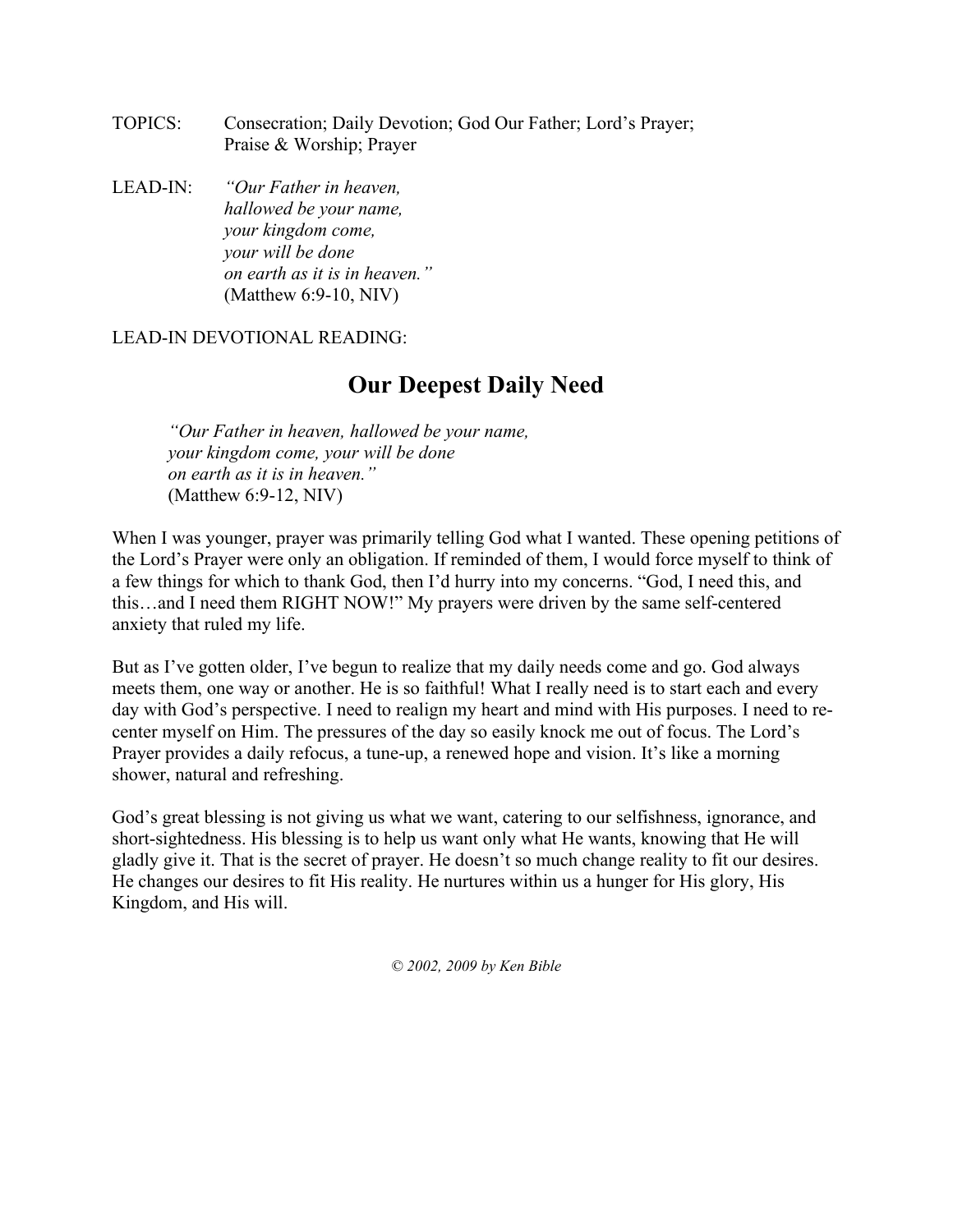TOPICS: Consecration; Daily Devotion; God Our Father; Lord's Prayer; Praise & Worship; Prayer

LEAD-IN: *"Our Father in heaven,*
*hallowed be your name,*
*your kingdom come,*
*your will be done*
*on earth as it is in heaven."*
(Matthew 6:9-10, NIV)

LEAD-IN DEVOTIONAL READING:

# Our Deepest Daily Need

> *"Our Father in heaven, hallowed be your name,*
> *your kingdom come, your will be done*
> *on earth as it is in heaven."*
> (Matthew 6:9-12, NIV)

When I was younger, prayer was primarily telling God what I wanted. These opening petitions of the Lord's Prayer were only an obligation. If reminded of them, I would force myself to think of a few things for which to thank God, then I'd hurry into my concerns. "God, I need this, and this…and I need them RIGHT NOW!" My prayers were driven by the same self-centered anxiety that ruled my life.

But as I've gotten older, I've begun to realize that my daily needs come and go. God always meets them, one way or another. He is so faithful! What I really need is to start each and every day with God's perspective. I need to realign my heart and mind with His purposes. I need to re-center myself on Him. The pressures of the day so easily knock me out of focus. The Lord's Prayer provides a daily refocus, a tune-up, a renewed hope and vision. It's like a morning shower, natural and refreshing.

God's great blessing is not giving us what we want, catering to our selfishness, ignorance, and short-sightedness. His blessing is to help us want only what He wants, knowing that He will gladly give it. That is the secret of prayer. He doesn't so much change reality to fit our desires. He changes our desires to fit His reality. He nurtures within us a hunger for His glory, His Kingdom, and His will.

*© 2002, 2009 by Ken Bible*